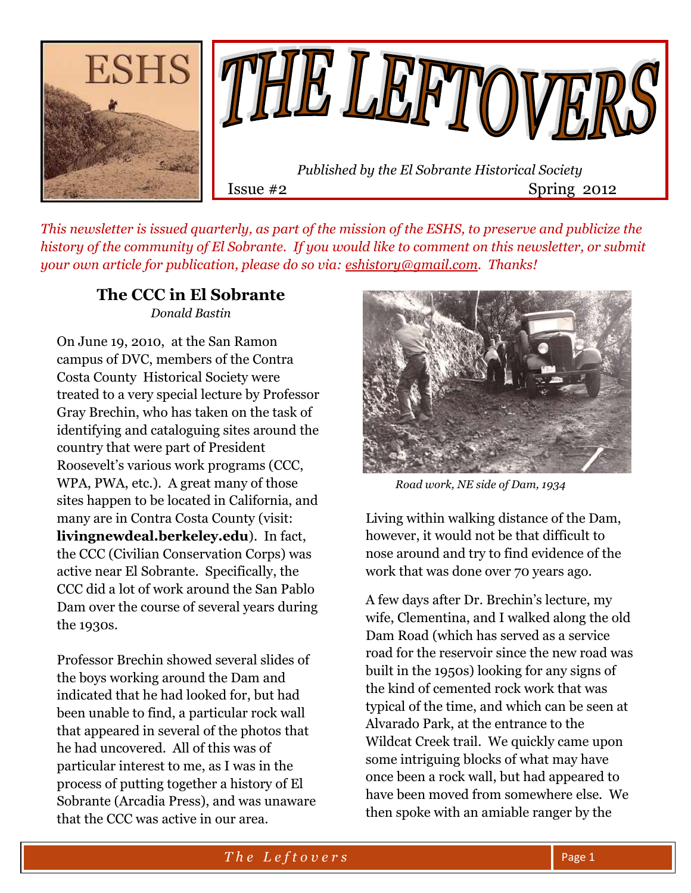# THE LEFTOVERS

*Published by the El Sobrante Historical Society*

Issue #2 Spring 2012

*This newsletter is issued quarterly, as part of the mission of the ESHS, to preserve and publicize the history of the community of El Sobrante. If you would like to comment on this newsletter, or submit your own article for publication, please do so via: eshistory@gmail.com. Thanks!*

## The CCC in El Sobrante

*Donald Bastin*

On June 19, 2010, at the San Ramon campus of DVC, members of the Contra Costa County Historical Society were treated to a very special lecture by Professor Gray Brechin, who has taken on the task of identifying and cataloguing sites around the country that were part of President Roosevelt's various work programs (CCC, WPA, PWA, etc.). A great many of those sites happen to be located in California, and many are in Contra Costa County (visit: **livingnewdeal.berkeley.edu**). In fact, the CCC (Civilian Conservation Corps) was active near El Sobrante. Specifically, the CCC did a lot of work around the San Pablo Dam over the course of several years during the 1930s.

Professor Brechin showed several slides of the boys working around the Dam and indicated that he had looked for, but had been unable to find, a particular rock wall that appeared in several of the photos that he had uncovered. All of this was of particular interest to me, as I was in the process of putting together a history of El Sobrante (Arcadia Press), and was unaware that the CCC was active in our area.

*Road work, NE side of Dam, 1934*

Living within walking distance of the Dam, however, it would not be that difficult to nose around and try to find evidence of the work that was done over 70 years ago.

A few days after Dr. Brechin's lecture, my wife, Clementina, and I walked along the old Dam Road (which has served as a service road for the reservoir since the new road was built in the 1950s) looking for any signs of the kind of cemented rock work that was typical of the time, and which can be seen at Alvarado Park, at the entrance to the Wildcat Creek trail. We quickly came upon some intriguing blocks of what may have once been a rock wall, but had appeared to have been moved from somewhere else. We then spoke with an amiable ranger by the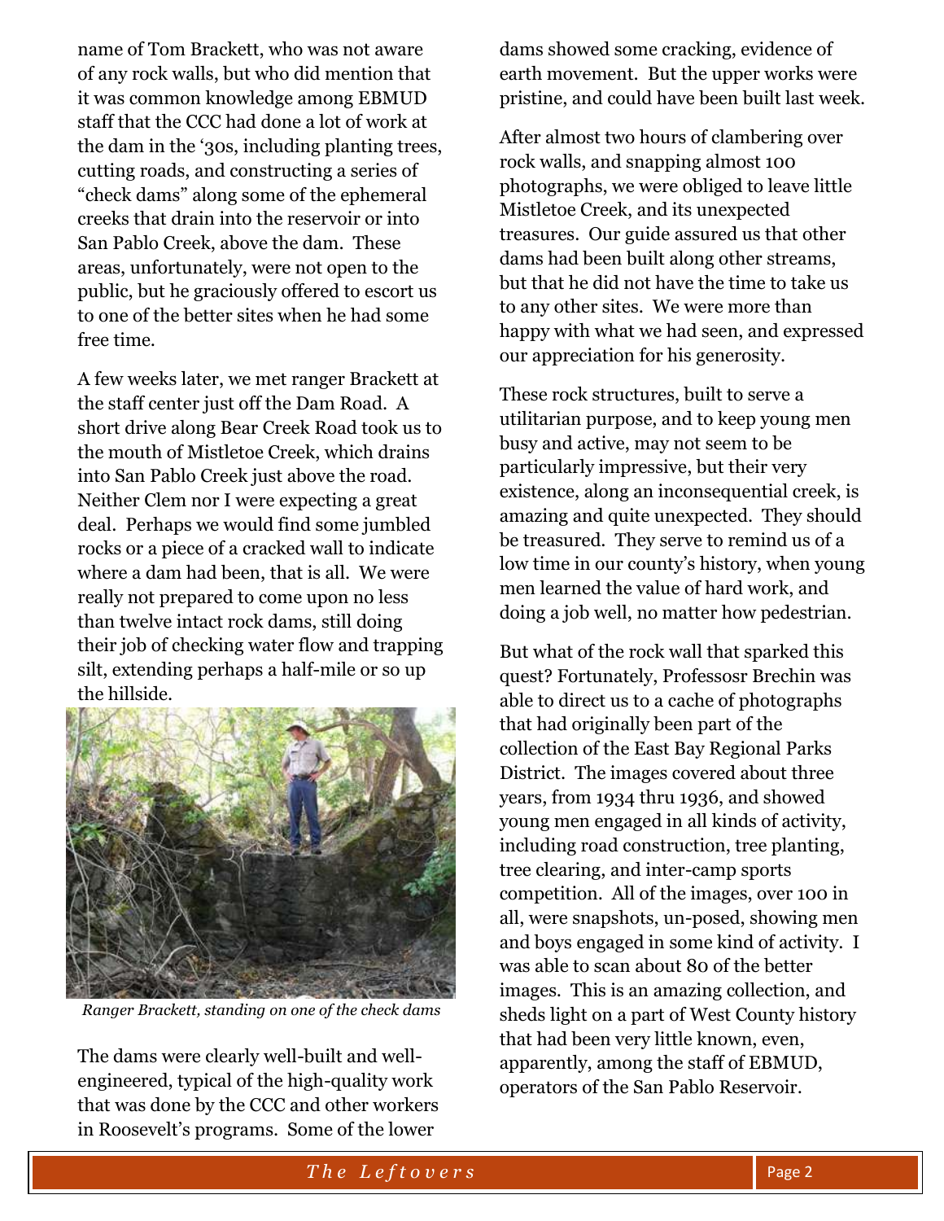name of Tom Brackett, who was not aware of any rock walls, but who did mention that it was common knowledge among EBMUD staff that the CCC had done a lot of work at the dam in the '30s, including planting trees, cutting roads, and constructing a series of "check dams" along some of the ephemeral creeks that drain into the reservoir or into San Pablo Creek, above the dam. These areas, unfortunately, were not open to the public, but he graciously offered to escort us to one of the better sites when he had some free time.

A few weeks later, we met ranger Brackett at the staff center just off the Dam Road. A short drive along Bear Creek Road took us to the mouth of Mistletoe Creek, which drains into San Pablo Creek just above the road. Neither Clem nor I were expecting a great deal. Perhaps we would find some jumbled rocks or a piece of a cracked wall to indicate where a dam had been, that is all. We were really not prepared to come upon no less than twelve intact rock dams, still doing their job of checking water flow and trapping silt, extending perhaps a half-mile or so up the hillside.

*Ranger Brackett, standing on one of the check dams*

The dams were clearly well-built and well-engineered, typical of the high-quality work that was done by the CCC and other workers in Roosevelt's programs. Some of the lower dams showed some cracking, evidence of earth movement. But the upper works were pristine, and could have been built last week.

After almost two hours of clambering over rock walls, and snapping almost 100 photographs, we were obliged to leave little Mistletoe Creek, and its unexpected treasures. Our guide assured us that other dams had been built along other streams, but that he did not have the time to take us to any other sites. We were more than happy with what we had seen, and expressed our appreciation for his generosity.

These rock structures, built to serve a utilitarian purpose, and to keep young men busy and active, may not seem to be particularly impressive, but their very existence, along an inconsequential creek, is amazing and quite unexpected. They should be treasured. They serve to remind us of a low time in our county's history, when young men learned the value of hard work, and doing a job well, no matter how pedestrian.

But what of the rock wall that sparked this quest? Fortunately, Professosr Brechin was able to direct us to a cache of photographs that had originally been part of the collection of the East Bay Regional Parks District. The images covered about three years, from 1934 thru 1936, and showed young men engaged in all kinds of activity, including road construction, tree planting, tree clearing, and inter-camp sports competition. All of the images, over 100 in all, were snapshots, un-posed, showing men and boys engaged in some kind of activity. I was able to scan about 80 of the better images. This is an amazing collection, and sheds light on a part of West County history that had been very little known, even, apparently, among the staff of EBMUD, operators of the San Pablo Reservoir.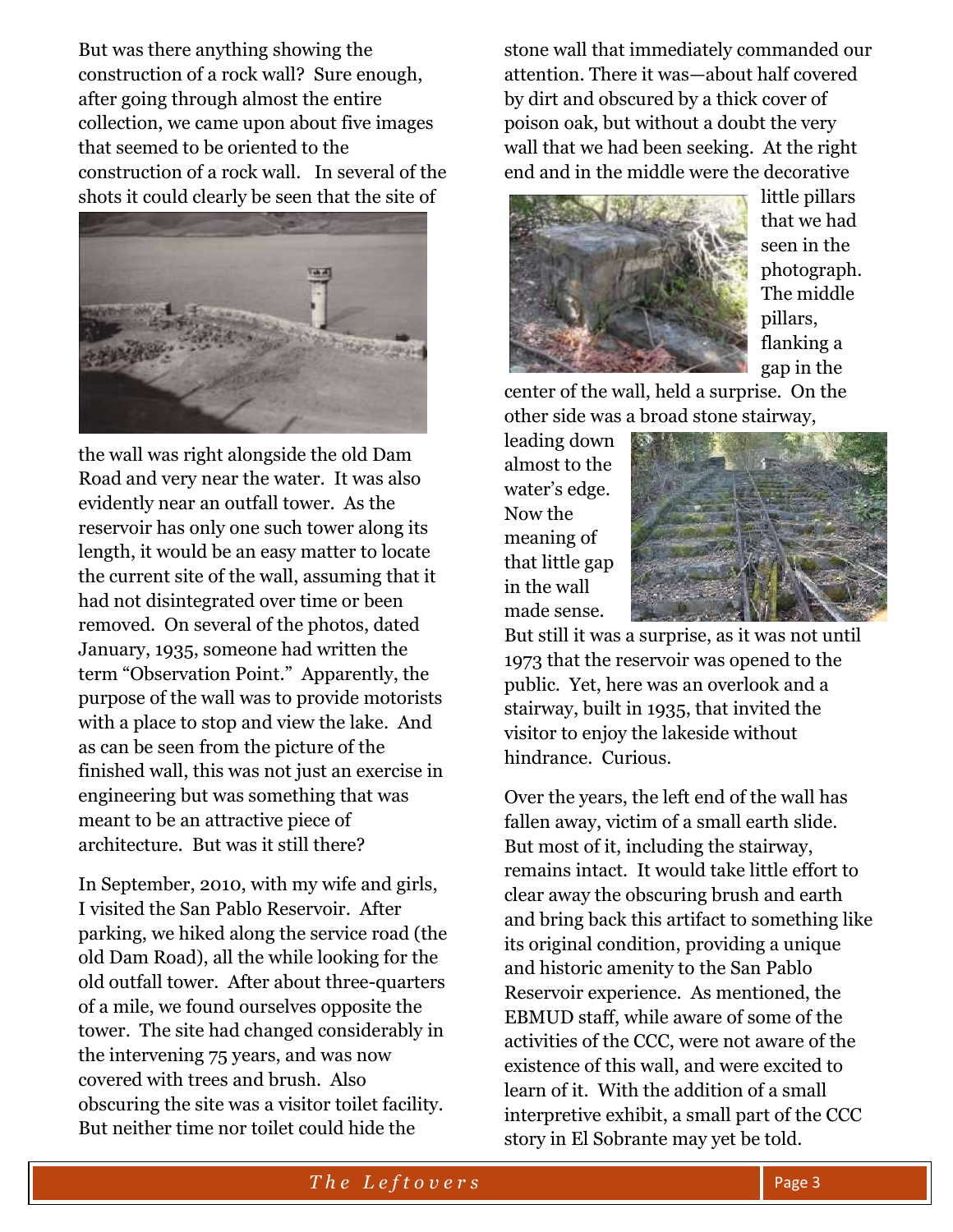But was there anything showing the construction of a rock wall? Sure enough, after going through almost the entire collection, we came upon about five images that seemed to be oriented to the construction of a rock wall. In several of the shots it could clearly be seen that the site of the wall was right alongside the old Dam Road and very near the water. It was also evidently near an outfall tower. As the reservoir has only one such tower along its length, it would be an easy matter to locate the current site of the wall, assuming that it had not disintegrated over time or been removed. On several of the photos, dated January, 1935, someone had written the term "Observation Point." Apparently, the purpose of the wall was to provide motorists with a place to stop and view the lake. And as can be seen from the picture of the finished wall, this was not just an exercise in engineering but was something that was meant to be an attractive piece of architecture. But was it still there?

In September, 2010, with my wife and girls, I visited the San Pablo Reservoir. After parking, we hiked along the service road (the old Dam Road), all the while looking for the old outfall tower. After about three-quarters of a mile, we found ourselves opposite the tower. The site had changed considerably in the intervening 75 years, and was now covered with trees and brush. Also obscuring the site was a visitor toilet facility. But neither time nor toilet could hide the stone wall that immediately commanded our attention. There it was—about half covered by dirt and obscured by a thick cover of poison oak, but without a doubt the very wall that we had been seeking. At the right end and in the middle were the decorative little pillars that we had seen in the photograph. The middle pillars, flanking a gap in the center of the wall, held a surprise. On the other side was a broad stone stairway, leading down almost to the water's edge. Now the meaning of that little gap in the wall made sense. But still it was a surprise, as it was not until 1973 that the reservoir was opened to the public. Yet, here was an overlook and a stairway, built in 1935, that invited the visitor to enjoy the lakeside without hindrance. Curious.

Over the years, the left end of the wall has fallen away, victim of a small earth slide. But most of it, including the stairway, remains intact. It would take little effort to clear away the obscuring brush and earth and bring back this artifact to something like its original condition, providing a unique and historic amenity to the San Pablo Reservoir experience. As mentioned, the EBMUD staff, while aware of some of the activities of the CCC, were not aware of the existence of this wall, and were excited to learn of it. With the addition of a small interpretive exhibit, a small part of the CCC story in El Sobrante may yet be told.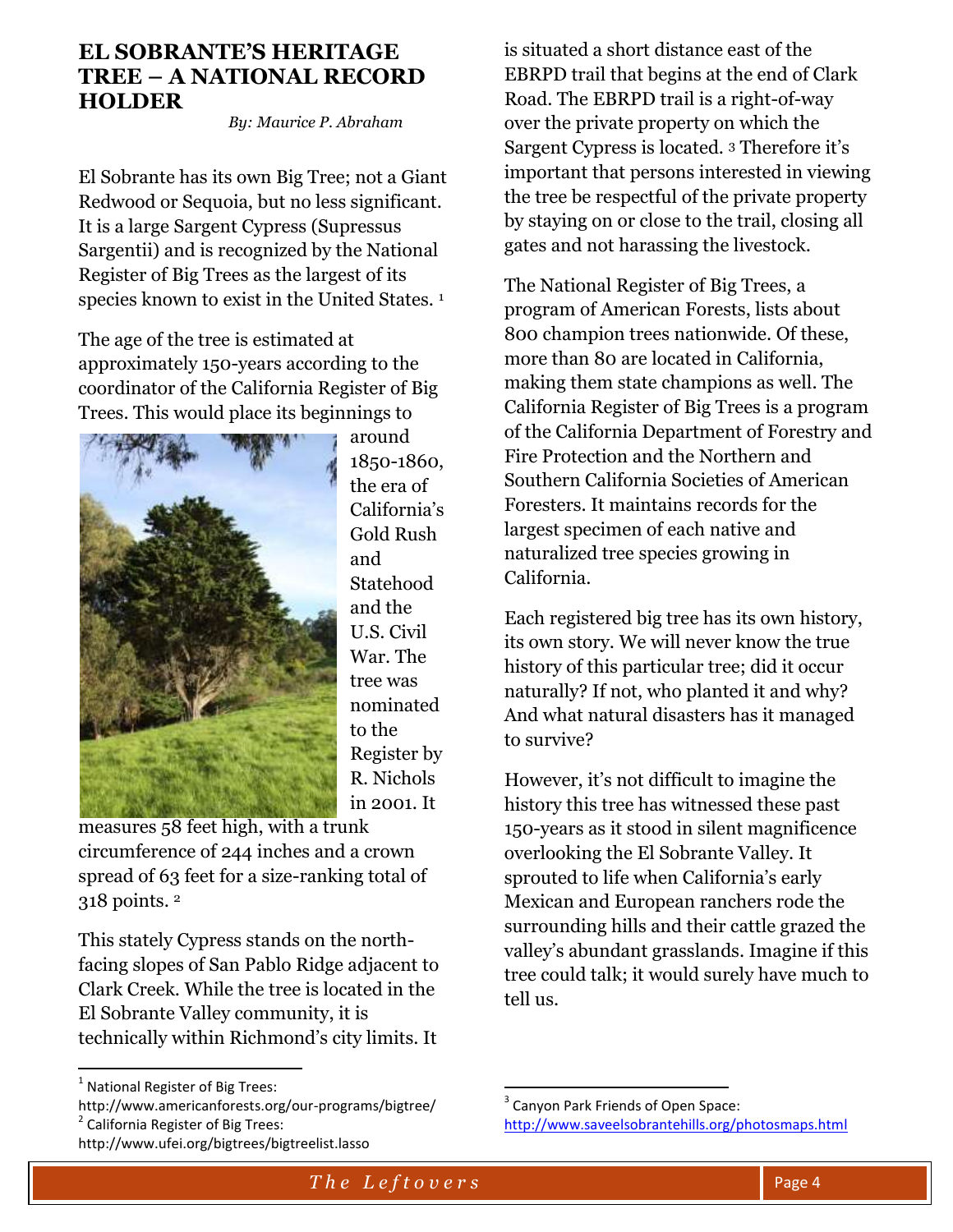# EL SOBRANTE'S HERITAGE TREE – A NATIONAL RECORD HOLDER

*By: Maurice P. Abraham*

El Sobrante has its own Big Tree; not a Giant Redwood or Sequoia, but no less significant. It is a large Sargent Cypress (Supressus Sargentii) and is recognized by the National Register of Big Trees as the largest of its species known to exist in the United States. [1]

The age of the tree is estimated at approximately 150-years according to the coordinator of the California Register of Big Trees. This would place its beginnings to around 1850-1860, the era of California's Gold Rush and Statehood and the U.S. Civil War. The tree was nominated to the Register by R. Nichols in 2001. It measures 58 feet high, with a trunk circumference of 244 inches and a crown spread of 63 feet for a size-ranking total of 318 points. [2]

This stately Cypress stands on the north-facing slopes of San Pablo Ridge adjacent to Clark Creek. While the tree is located in the El Sobrante Valley community, it is technically within Richmond's city limits. It is situated a short distance east of the EBRPD trail that begins at the end of Clark Road. The EBRPD trail is a right-of-way over the private property on which the Sargent Cypress is located. [3] Therefore it's important that persons interested in viewing the tree be respectful of the private property by staying on or close to the trail, closing all gates and not harassing the livestock.

The National Register of Big Trees, a program of American Forests, lists about 800 champion trees nationwide. Of these, more than 80 are located in California, making them state champions as well. The California Register of Big Trees is a program of the California Department of Forestry and Fire Protection and the Northern and Southern California Societies of American Foresters. It maintains records for the largest specimen of each native and naturalized tree species growing in California.

Each registered big tree has its own history, its own story. We will never know the true history of this particular tree; did it occur naturally? If not, who planted it and why? And what natural disasters has it managed to survive?

However, it's not difficult to imagine the history this tree has witnessed these past 150-years as it stood in silent magnificence overlooking the El Sobrante Valley. It sprouted to life when California's early Mexican and European ranchers rode the surrounding hills and their cattle grazed the valley's abundant grasslands. Imagine if this tree could talk; it would surely have much to tell us.

---

[1] National Register of Big Trees: http://www.americanforests.org/our-programs/bigtree/

[2] California Register of Big Trees: http://www.ufei.org/bigtrees/bigtreelist.lasso

[3] Canyon Park Friends of Open Space: http://www.saveelsobrantehills.org/photosmaps.html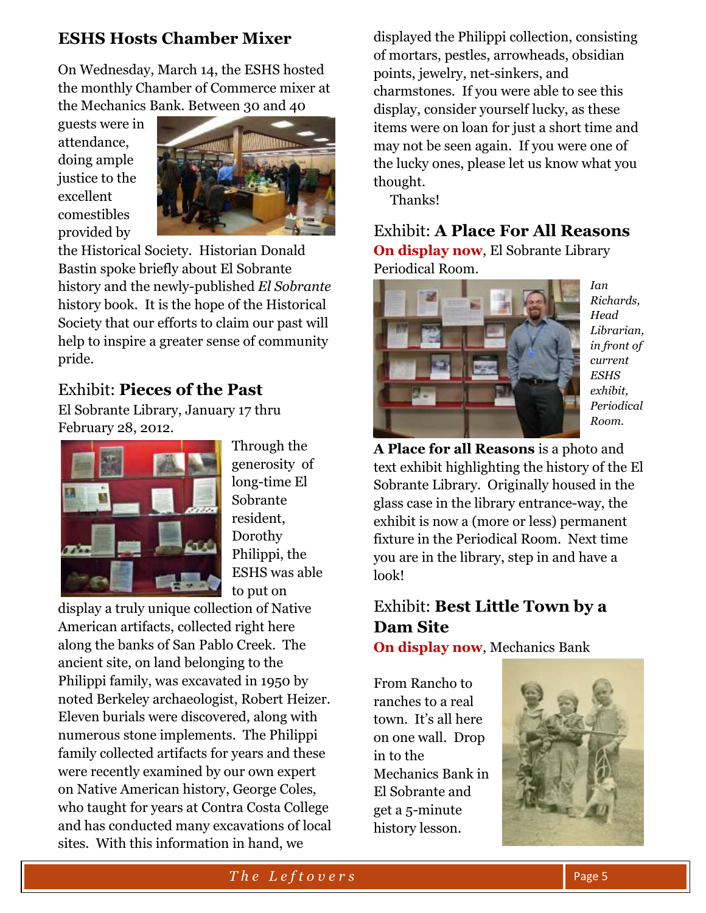## ESHS Hosts Chamber Mixer

On Wednesday, March 14, the ESHS hosted the monthly Chamber of Commerce mixer at the Mechanics Bank. Between 30 and 40 guests were in attendance, doing ample justice to the excellent comestibles provided by the Historical Society. Historian Donald Bastin spoke briefly about El Sobrante history and the newly-published *El Sobrante* history book. It is the hope of the Historical Society that our efforts to claim our past will help to inspire a greater sense of community pride.

## Exhibit: **Pieces of the Past**

El Sobrante Library, January 17 thru February 28, 2012.

Through the generosity of long-time El Sobrante resident, Dorothy Philippi, the ESHS was able to put on display a truly unique collection of Native American artifacts, collected right here along the banks of San Pablo Creek. The ancient site, on land belonging to the Philippi family, was excavated in 1950 by noted Berkeley archaeologist, Robert Heizer. Eleven burials were discovered, along with numerous stone implements. The Philippi family collected artifacts for years and these were recently examined by our own expert on Native American history, George Coles, who taught for years at Contra Costa College and has conducted many excavations of local sites. With this information in hand, we displayed the Philippi collection, consisting of mortars, pestles, arrowheads, obsidian points, jewelry, net-sinkers, and charmstones. If you were able to see this display, consider yourself lucky, as these items were on loan for just a short time and may not be seen again. If you were one of the lucky ones, please let us know what you thought.

Thanks!

## Exhibit: **A Place For All Reasons**

**On display now**, El Sobrante Library Periodical Room.

*Ian Richards, Head Librarian, in front of current ESHS exhibit, Periodical Room.*

**A Place for all Reasons** is a photo and text exhibit highlighting the history of the El Sobrante Library. Originally housed in the glass case in the library entrance-way, the exhibit is now a (more or less) permanent fixture in the Periodical Room. Next time you are in the library, step in and have a look!

## Exhibit: **Best Little Town by a Dam Site**

**On display now**, Mechanics Bank

From Rancho to ranches to a real town. It's all here on one wall. Drop in to the Mechanics Bank in El Sobrante and get a 5-minute history lesson.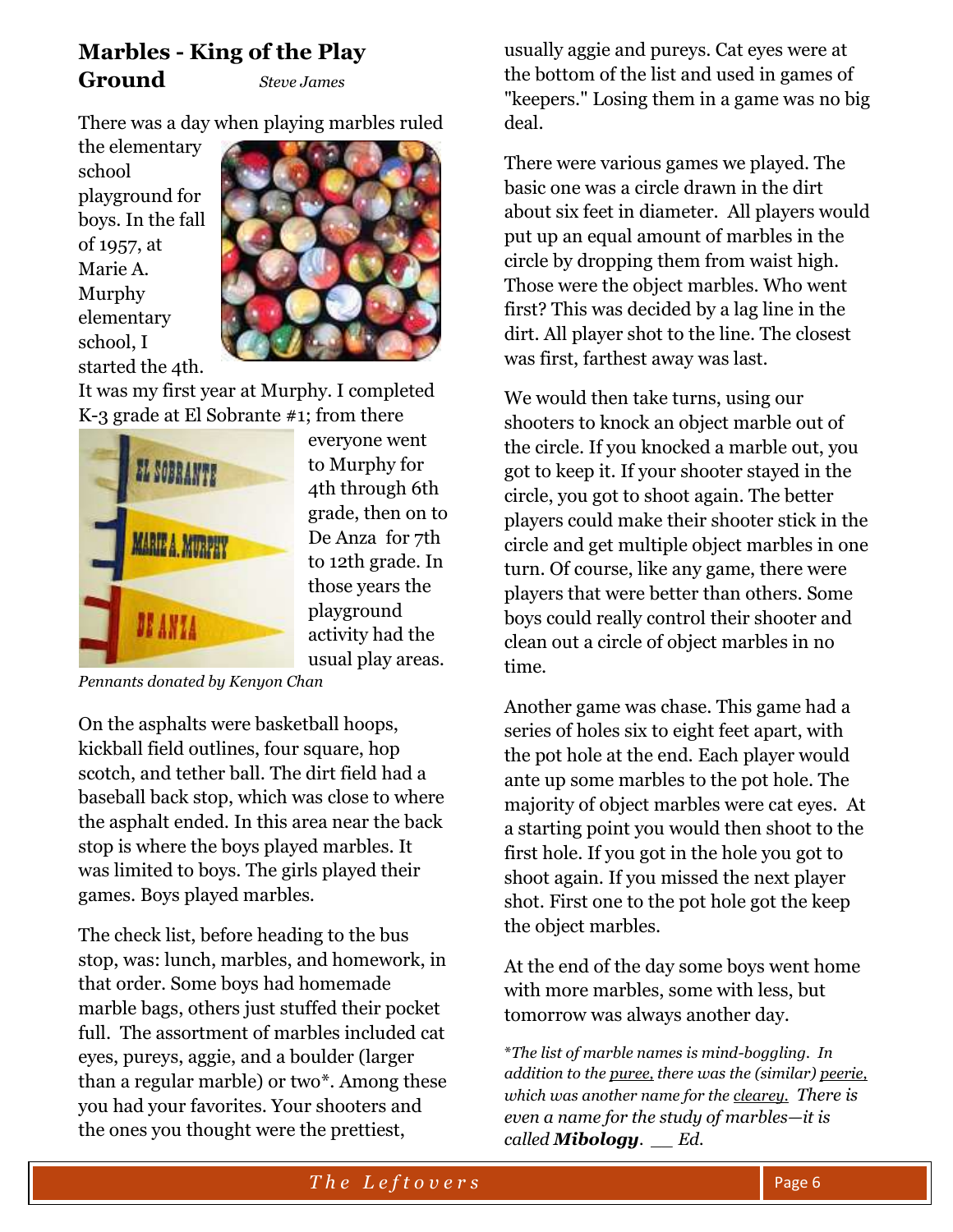## Marbles - King of the Play Ground

*Steve James*

There was a day when playing marbles ruled the elementary school playground for boys. In the fall of 1957, at Marie A. Murphy elementary school, I started the 4th. It was my first year at Murphy. I completed K-3 grade at El Sobrante #1; from there everyone went to Murphy for 4th through 6th grade, then on to De Anza for 7th to 12th grade. In those years the playground activity had the usual play areas.

*Pennants donated by Kenyon Chan*

On the asphalts were basketball hoops, kickball field outlines, four square, hop scotch, and tether ball. The dirt field had a baseball back stop, which was close to where the asphalt ended. In this area near the back stop is where the boys played marbles. It was limited to boys. The girls played their games. Boys played marbles.

The check list, before heading to the bus stop, was: lunch, marbles, and homework, in that order. Some boys had homemade marble bags, others just stuffed their pocket full. The assortment of marbles included cat eyes, pureys, aggie, and a boulder (larger than a regular marble) or two*. Among these you had your favorites. Your shooters and the ones you thought were the prettiest, usually aggie and pureys. Cat eyes were at the bottom of the list and used in games of "keepers." Losing them in a game was no big deal.

There were various games we played. The basic one was a circle drawn in the dirt about six feet in diameter. All players would put up an equal amount of marbles in the circle by dropping them from waist high. Those were the object marbles. Who went first? This was decided by a lag line in the dirt. All player shot to the line. The closest was first, farthest away was last.

We would then take turns, using our shooters to knock an object marble out of the circle. If you knocked a marble out, you got to keep it. If your shooter stayed in the circle, you got to shoot again. The better players could make their shooter stick in the circle and get multiple object marbles in one turn. Of course, like any game, there were players that were better than others. Some boys could really control their shooter and clean out a circle of object marbles in no time.

Another game was chase. This game had a series of holes six to eight feet apart, with the pot hole at the end. Each player would ante up some marbles to the pot hole. The majority of object marbles were cat eyes. At a starting point you would then shoot to the first hole. If you got in the hole you got to shoot again. If you missed the next player shot. First one to the pot hole got the keep the object marbles.

At the end of the day some boys went home with more marbles, some with less, but tomorrow was always another day.

*\*The list of marble names is mind-boggling. In addition to the puree, there was the (similar) peerie, which was another name for the clearey. There is even a name for the study of marbles—it is called **Mibology**. __ Ed.*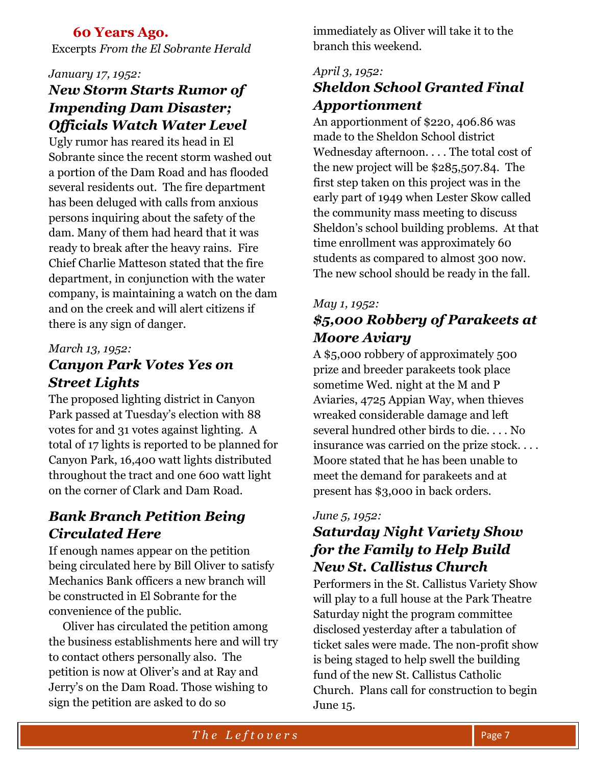## 60 Years Ago.

Excerpts *From the El Sobrante Herald*

*January 17, 1952:*

### *New Storm Starts Rumor of Impending Dam Disaster; Officials Watch Water Level*

Ugly rumor has reared its head in El Sobrante since the recent storm washed out a portion of the Dam Road and has flooded several residents out. The fire department has been deluged with calls from anxious persons inquiring about the safety of the dam. Many of them had heard that it was ready to break after the heavy rains. Fire Chief Charlie Matteson stated that the fire department, in conjunction with the water company, is maintaining a watch on the dam and on the creek and will alert citizens if there is any sign of danger.

*March 13, 1952:*

### *Canyon Park Votes Yes on Street Lights*

The proposed lighting district in Canyon Park passed at Tuesday's election with 88 votes for and 31 votes against lighting. A total of 17 lights is reported to be planned for Canyon Park, 16,400 watt lights distributed throughout the tract and one 600 watt light on the corner of Clark and Dam Road.

### *Bank Branch Petition Being Circulated Here*

If enough names appear on the petition being circulated here by Bill Oliver to satisfy Mechanics Bank officers a new branch will be constructed in El Sobrante for the convenience of the public.

Oliver has circulated the petition among the business establishments here and will try to contact others personally also. The petition is now at Oliver's and at Ray and Jerry's on the Dam Road. Those wishing to sign the petition are asked to do so immediately as Oliver will take it to the branch this weekend.

*April 3, 1952:*

### *Sheldon School Granted Final Apportionment*

An apportionment of $220, 406.86 was made to the Sheldon School district Wednesday afternoon. . . . The total cost of the new project will be $285,507.84. The first step taken on this project was in the early part of 1949 when Lester Skow called the community mass meeting to discuss Sheldon's school building problems. At that time enrollment was approximately 60 students as compared to almost 300 now. The new school should be ready in the fall.

*May 1, 1952:*

### *$5,000 Robbery of Parakeets at Moore Aviary*

A $5,000 robbery of approximately 500 prize and breeder parakeets took place sometime Wed. night at the M and P Aviaries, 4725 Appian Way, when thieves wreaked considerable damage and left several hundred other birds to die. . . . No insurance was carried on the prize stock. . . . Moore stated that he has been unable to meet the demand for parakeets and at present has $3,000 in back orders.

*June 5, 1952:*

### *Saturday Night Variety Show for the Family to Help Build New St. Callistus Church*

Performers in the St. Callistus Variety Show will play to a full house at the Park Theatre Saturday night the program committee disclosed yesterday after a tabulation of ticket sales were made. The non-profit show is being staged to help swell the building fund of the new St. Callistus Catholic Church. Plans call for construction to begin June 15.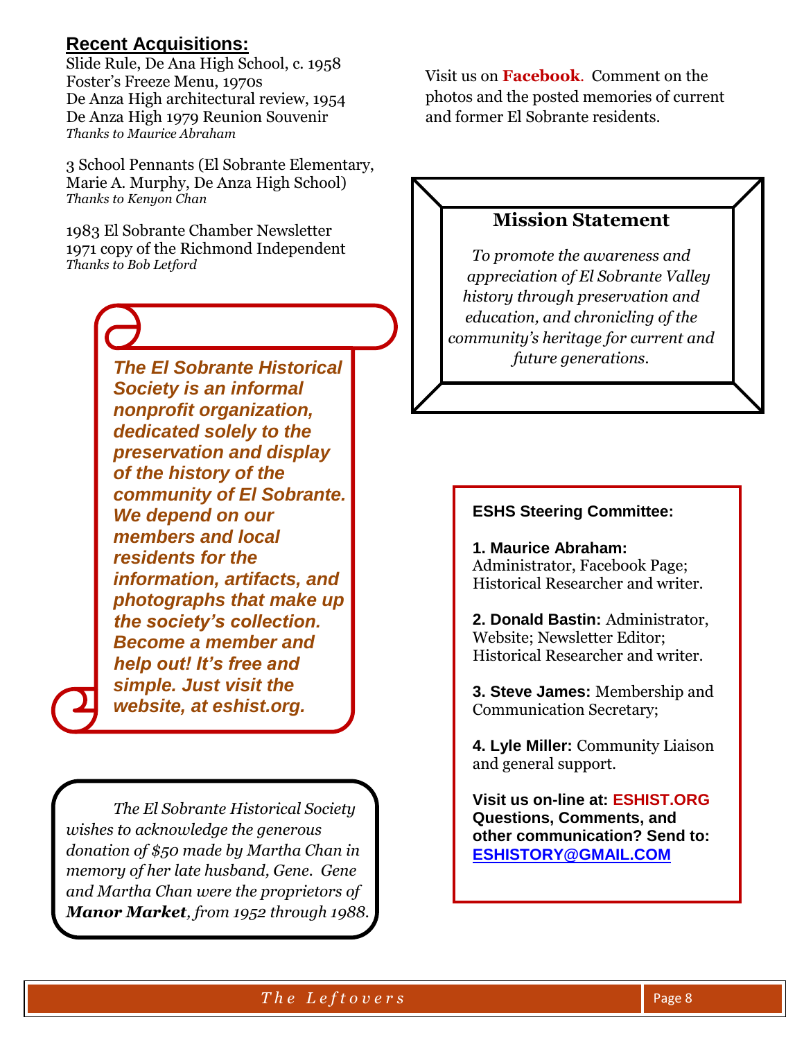## Recent Acquisitions:

Slide Rule, De Ana High School, c. 1958
Foster's Freeze Menu, 1970s
De Anza High architectural review, 1954
De Anza High 1979 Reunion Souvenir
*Thanks to Maurice Abraham*

3 School Pennants (El Sobrante Elementary, Marie A. Murphy, De Anza High School)
*Thanks to Kenyon Chan*

1983 El Sobrante Chamber Newsletter
1971 copy of the Richmond Independent
*Thanks to Bob Letford*

***The El Sobrante Historical Society is an informal nonprofit organization, dedicated solely to the preservation and display of the history of the community of El Sobrante. We depend on our members and local residents for the information, artifacts, and photographs that make up the society's collection. Become a member and help out! It's free and simple. Just visit the website, at eshist.org.***

*The El Sobrante Historical Society wishes to acknowledge the generous donation of $50 made by Martha Chan in memory of her late husband, Gene. Gene and Martha Chan were the proprietors of **Manor Market**, from 1952 through 1988.*

Visit us on **Facebook**. Comment on the photos and the posted memories of current and former El Sobrante residents.

### Mission Statement

*To promote the awareness and appreciation of El Sobrante Valley history through preservation and education, and chronicling of the community's heritage for current and future generations.*

**ESHS Steering Committee:**

**1. Maurice Abraham:** Administrator, Facebook Page; Historical Researcher and writer.

**2. Donald Bastin:** Administrator, Website; Newsletter Editor; Historical Researcher and writer.

**3. Steve James:** Membership and Communication Secretary;

**4. Lyle Miller:** Community Liaison and general support.

**Visit us on-line at: ESHIST.ORG**
**Questions, Comments, and other communication? Send to: ESHISTORY@GMAIL.COM**